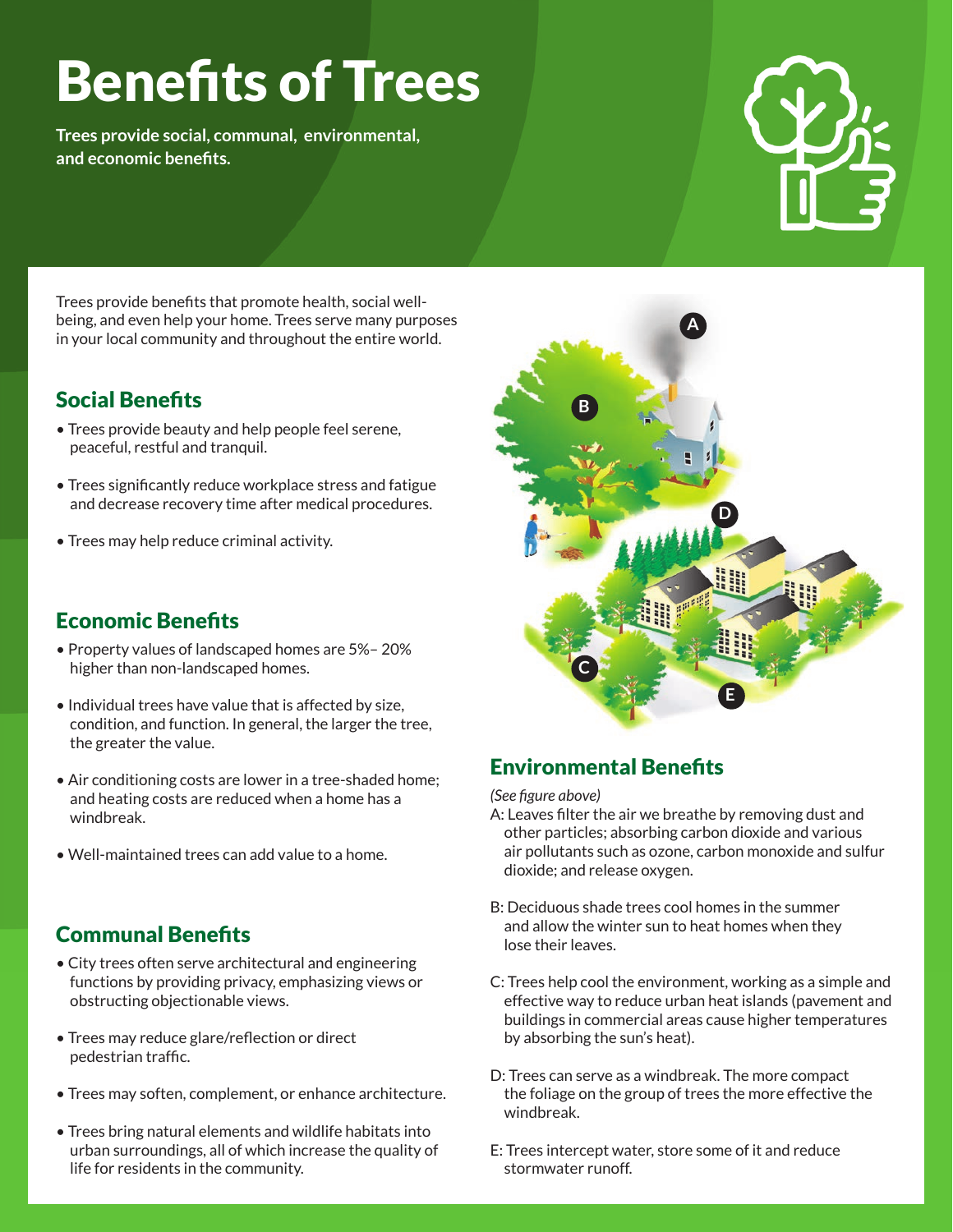# Benefits of Trees

**Trees provide social, communal, environmental, and economic benefits.**

Trees provide benefits that promote health, social well-being, and even help your home. Trees serve many purposes in your local community and throughout the entire world.

## Social Benefits

- Trees provide beauty and help people feel serene, peaceful, restful and tranquil.
- Trees significantly reduce workplace stress and fatigue and decrease recovery time after medical procedures.
- Trees may help reduce criminal activity.

## Economic Benefits

- Property values of landscaped homes are 5%– 20% higher than non-landscaped homes.
- Individual trees have value that is affected by size, condition, and function. In general, the larger the tree, the greater the value.
- Air conditioning costs are lower in a tree-shaded home; and heating costs are reduced when a home has a windbreak.
- Well-maintained trees can add value to a home.

## Communal Benefits

- City trees often serve architectural and engineering functions by providing privacy, emphasizing views or obstructing objectionable views.
- Trees may reduce glare/reflection or direct pedestrian traffic.
- Trees may soften, complement, or enhance architecture.
- Trees bring natural elements and wildlife habitats into urban surroundings, all of which increase the quality of life for residents in the community.

## Environmental Benefits

*(See figure above)*

A: Leaves filter the air we breathe by removing dust and other particles; absorbing carbon dioxide and various air pollutants such as ozone, carbon monoxide and sulfur dioxide; and release oxygen.

B: Deciduous shade trees cool homes in the summer and allow the winter sun to heat homes when they lose their leaves.

C: Trees help cool the environment, working as a simple and effective way to reduce urban heat islands (pavement and buildings in commercial areas cause higher temperatures by absorbing the sun's heat).

D: Trees can serve as a windbreak. The more compact the foliage on the group of trees the more effective the windbreak.

E: Trees intercept water, store some of it and reduce stormwater runoff.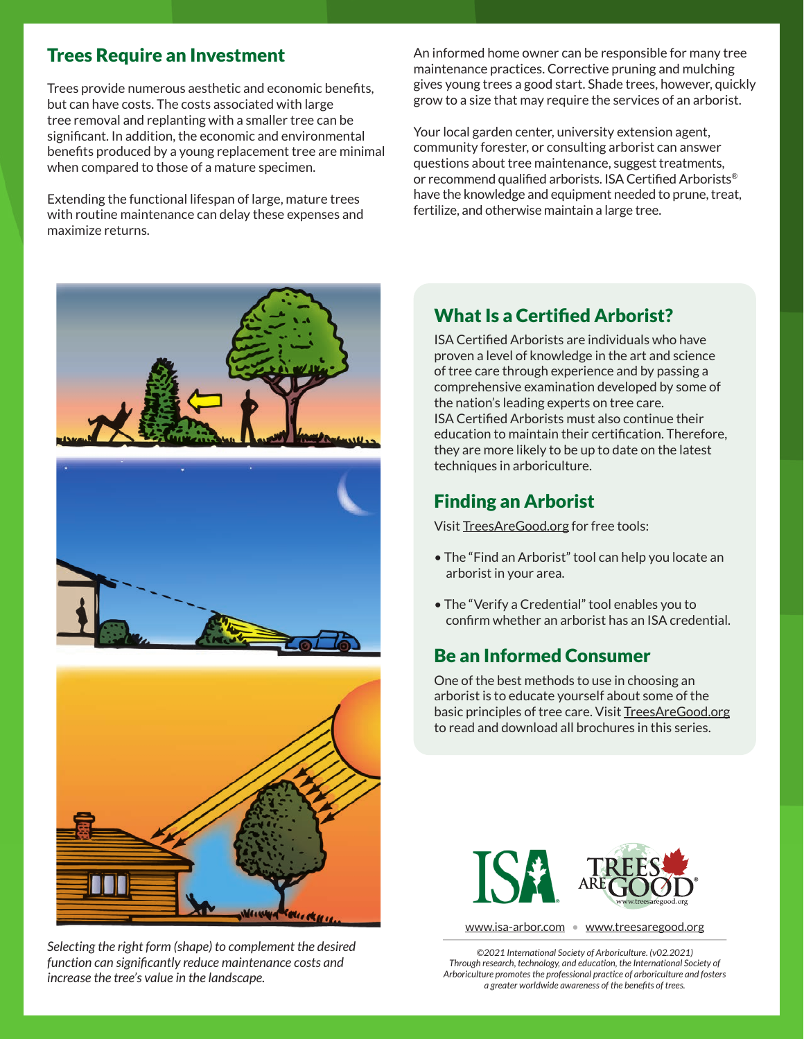## Trees Require an Investment

Trees provide numerous aesthetic and economic benefits, but can have costs. The costs associated with large tree removal and replanting with a smaller tree can be significant. In addition, the economic and environmental benefits produced by a young replacement tree are minimal when compared to those of a mature specimen.

Extending the functional lifespan of large, mature trees with routine maintenance can delay these expenses and maximize returns.

An informed home owner can be responsible for many tree maintenance practices. Corrective pruning and mulching gives young trees a good start. Shade trees, however, quickly grow to a size that may require the services of an arborist.

Your local garden center, university extension agent, community forester, or consulting arborist can answer questions about tree maintenance, suggest treatments, or recommend qualified arborists. ISA Certified Arborists® have the knowledge and equipment needed to prune, treat, fertilize, and otherwise maintain a large tree.

*Selecting the right form (shape) to complement the desired function can significantly reduce maintenance costs and increase the tree's value in the landscape.*

## What Is a Certified Arborist?

ISA Certified Arborists are individuals who have proven a level of knowledge in the art and science of tree care through experience and by passing a comprehensive examination developed by some of the nation's leading experts on tree care. ISA Certified Arborists must also continue their education to maintain their certification. Therefore, they are more likely to be up to date on the latest techniques in arboriculture.

## Finding an Arborist

Visit TreesAreGood.org for free tools:

- The "Find an Arborist" tool can help you locate an arborist in your area.
- The "Verify a Credential" tool enables you to confirm whether an arborist has an ISA credential.

## Be an Informed Consumer

One of the best methods to use in choosing an arborist is to educate yourself about some of the basic principles of tree care. Visit TreesAreGood.org to read and download all brochures in this series.

www.isa-arbor.com • www.treesaregood.org

*©2021 International Society of Arboriculture. (v02.2021)*
*Through research, technology, and education, the International Society of Arboriculture promotes the professional practice of arboriculture and fosters a greater worldwide awareness of the benefits of trees.*